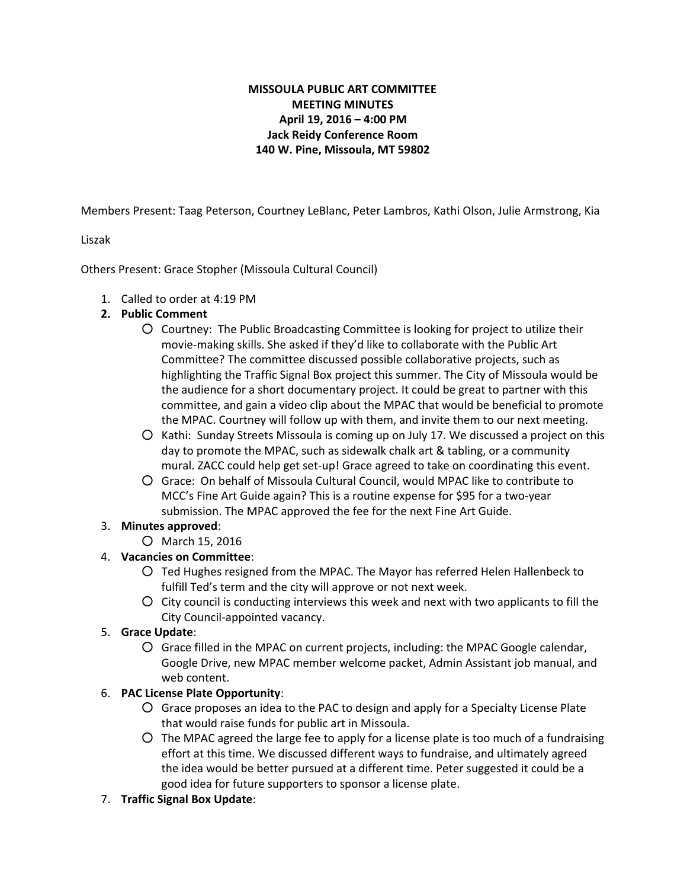**MISSOULA PUBLIC ART COMMITTEE**
**MEETING MINUTES**
**April 19, 2016 – 4:00 PM**
**Jack Reidy Conference Room**
**140 W. Pine, Missoula, MT 59802**

Members Present: Taag Peterson, Courtney LeBlanc, Peter Lambros, Kathi Olson, Julie Armstrong, Kia Liszak

Others Present: Grace Stopher (Missoula Cultural Council)

1. Called to order at 4:19 PM
2. **Public Comment**
   - Courtney: The Public Broadcasting Committee is looking for project to utilize their movie-making skills. She asked if they'd like to collaborate with the Public Art Committee? The committee discussed possible collaborative projects, such as highlighting the Traffic Signal Box project this summer. The City of Missoula would be the audience for a short documentary project. It could be great to partner with this committee, and gain a video clip about the MPAC that would be beneficial to promote the MPAC. Courtney will follow up with them, and invite them to our next meeting.
   - Kathi: Sunday Streets Missoula is coming up on July 17. We discussed a project on this day to promote the MPAC, such as sidewalk chalk art & tabling, or a community mural. ZACC could help get set-up! Grace agreed to take on coordinating this event.
   - Grace: On behalf of Missoula Cultural Council, would MPAC like to contribute to MCC's Fine Art Guide again? This is a routine expense for $95 for a two-year submission. The MPAC approved the fee for the next Fine Art Guide.
3. **Minutes approved**:
   - March 15, 2016
4. **Vacancies on Committee**:
   - Ted Hughes resigned from the MPAC. The Mayor has referred Helen Hallenbeck to fulfill Ted's term and the city will approve or not next week.
   - City council is conducting interviews this week and next with two applicants to fill the City Council-appointed vacancy.
5. **Grace Update**:
   - Grace filled in the MPAC on current projects, including: the MPAC Google calendar, Google Drive, new MPAC member welcome packet, Admin Assistant job manual, and web content.
6. **PAC License Plate Opportunity**:
   - Grace proposes an idea to the PAC to design and apply for a Specialty License Plate that would raise funds for public art in Missoula.
   - The MPAC agreed the large fee to apply for a license plate is too much of a fundraising effort at this time. We discussed different ways to fundraise, and ultimately agreed the idea would be better pursued at a different time. Peter suggested it could be a good idea for future supporters to sponsor a license plate.
7. **Traffic Signal Box Update**: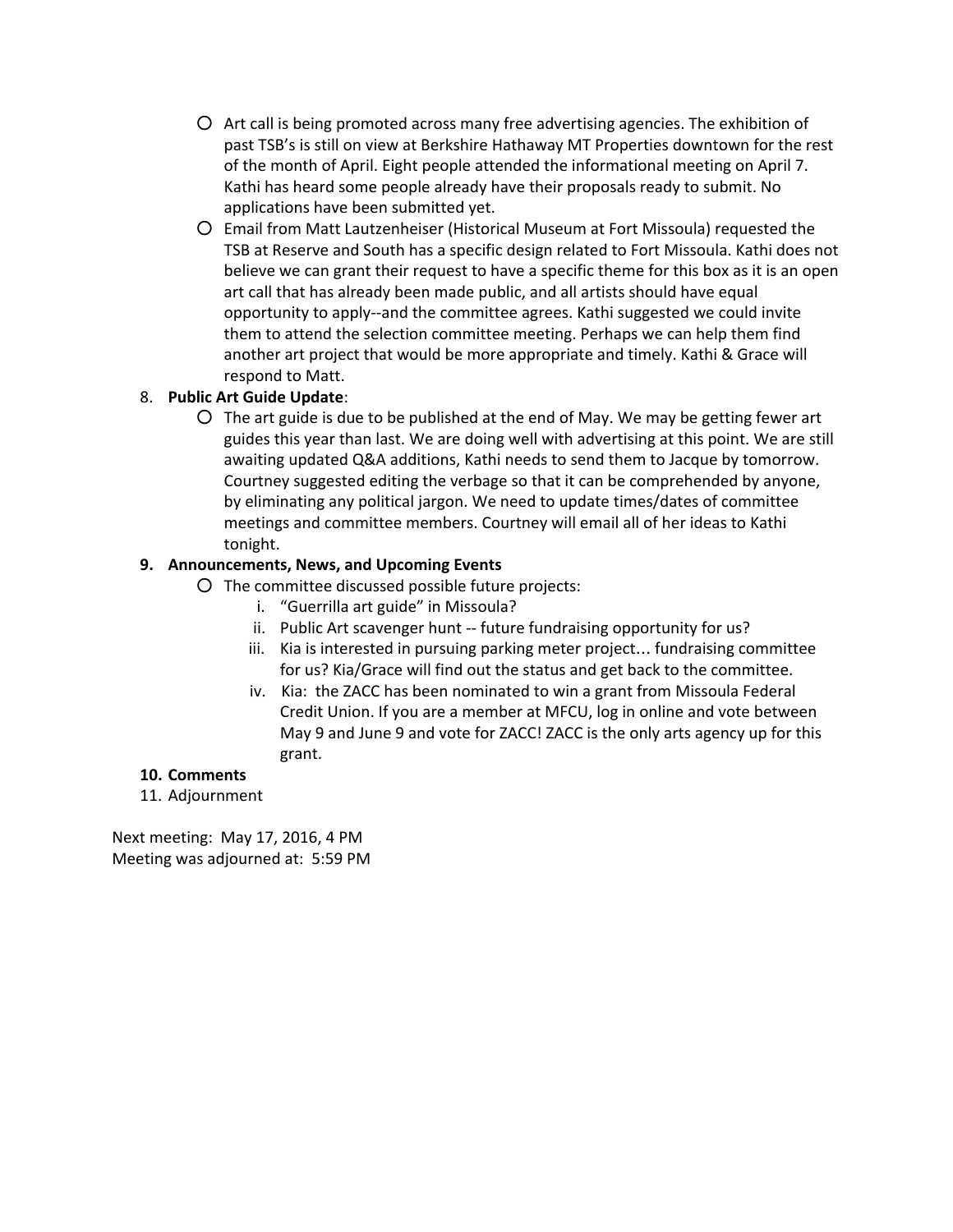- Art call is being promoted across many free advertising agencies. The exhibition of past TSB's is still on view at Berkshire Hathaway MT Properties downtown for the rest of the month of April. Eight people attended the informational meeting on April 7. Kathi has heard some people already have their proposals ready to submit. No applications have been submitted yet.
- Email from Matt Lautzenheiser (Historical Museum at Fort Missoula) requested the TSB at Reserve and South has a specific design related to Fort Missoula. Kathi does not believe we can grant their request to have a specific theme for this box as it is an open art call that has already been made public, and all artists should have equal opportunity to apply--and the committee agrees. Kathi suggested we could invite them to attend the selection committee meeting. Perhaps we can help them find another art project that would be more appropriate and timely. Kathi & Grace will respond to Matt.

8. **Public Art Guide Update**:
   - The art guide is due to be published at the end of May. We may be getting fewer art guides this year than last. We are doing well with advertising at this point. We are still awaiting updated Q&A additions, Kathi needs to send them to Jacque by tomorrow. Courtney suggested editing the verbage so that it can be comprehended by anyone, by eliminating any political jargon. We need to update times/dates of committee meetings and committee members. Courtney will email all of her ideas to Kathi tonight.

9. **Announcements, News, and Upcoming Events**
   - The committee discussed possible future projects:
     i. "Guerrilla art guide" in Missoula?
     ii. Public Art scavenger hunt -- future fundraising opportunity for us?
     iii. Kia is interested in pursuing parking meter project… fundraising committee for us? Kia/Grace will find out the status and get back to the committee.
     iv. Kia: the ZACC has been nominated to win a grant from Missoula Federal Credit Union. If you are a member at MFCU, log in online and vote between May 9 and June 9 and vote for ZACC! ZACC is the only arts agency up for this grant.

10. **Comments**
11. Adjournment

Next meeting: May 17, 2016, 4 PM
Meeting was adjourned at: 5:59 PM